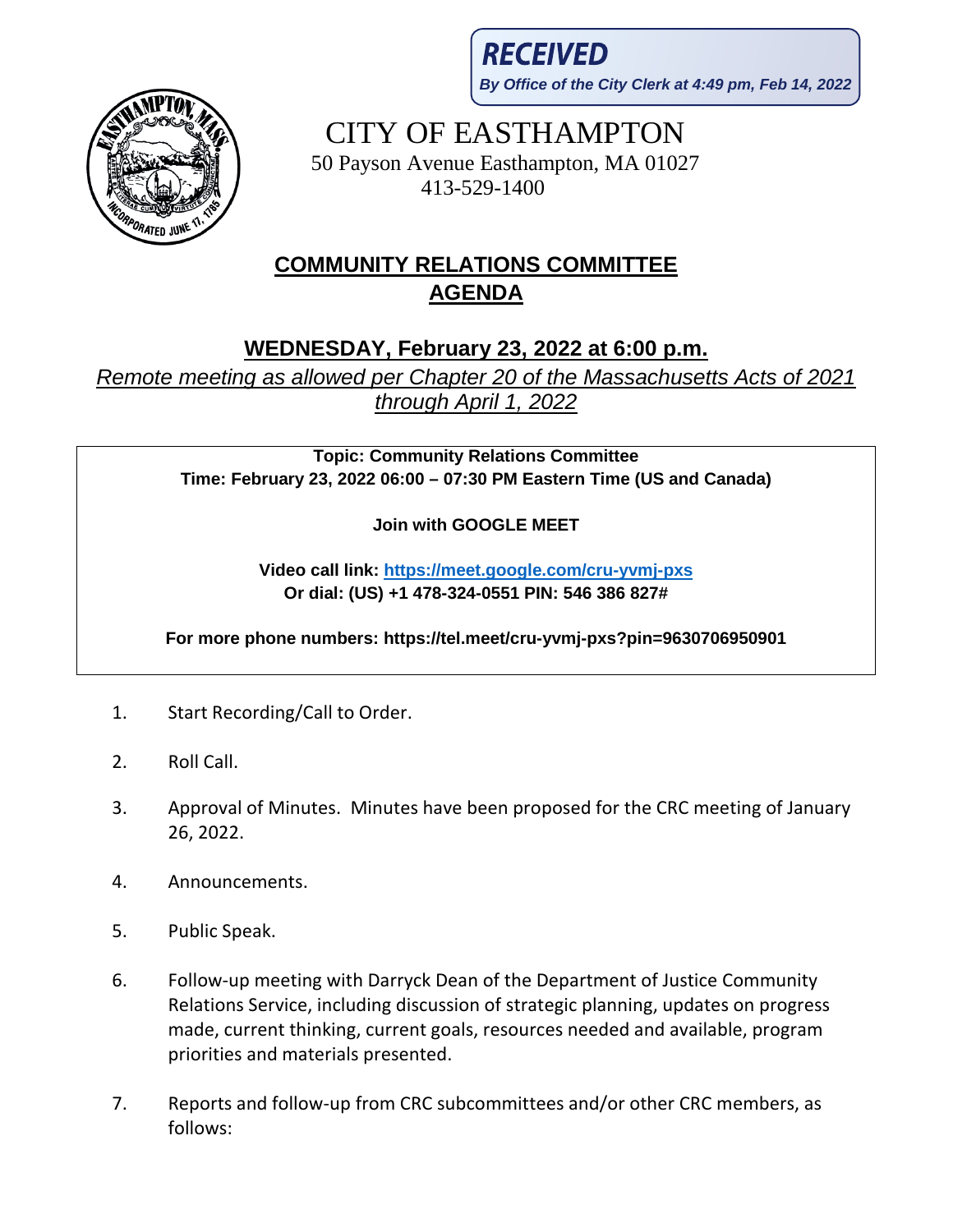**RECEIVED**
*By Office of the City Clerk at 4:49 pm, Feb 14, 2022*

# CITY OF EASTHAMPTON

50 Payson Avenue Easthampton, MA 01027
413-529-1400

## COMMUNITY RELATIONS COMMITTEE AGENDA

### WEDNESDAY, February 23, 2022 at 6:00 p.m.

*Remote meeting as allowed per Chapter 20 of the Massachusetts Acts of 2021 through April 1, 2022*

**Topic: Community Relations Committee**
**Time: February 23, 2022 06:00 – 07:30 PM Eastern Time (US and Canada)**

**Join with GOOGLE MEET**

**Video call link: https://meet.google.com/cru-yvmj-pxs**
**Or dial: (US) +1 478-324-0551 PIN: 546 386 827#**

**For more phone numbers: https://tel.meet/cru-yvmj-pxs?pin=9630706950901**

1. Start Recording/Call to Order.
2. Roll Call.
3. Approval of Minutes. Minutes have been proposed for the CRC meeting of January 26, 2022.
4. Announcements.
5. Public Speak.
6. Follow-up meeting with Darryck Dean of the Department of Justice Community Relations Service, including discussion of strategic planning, updates on progress made, current thinking, current goals, resources needed and available, program priorities and materials presented.
7. Reports and follow-up from CRC subcommittees and/or other CRC members, as follows: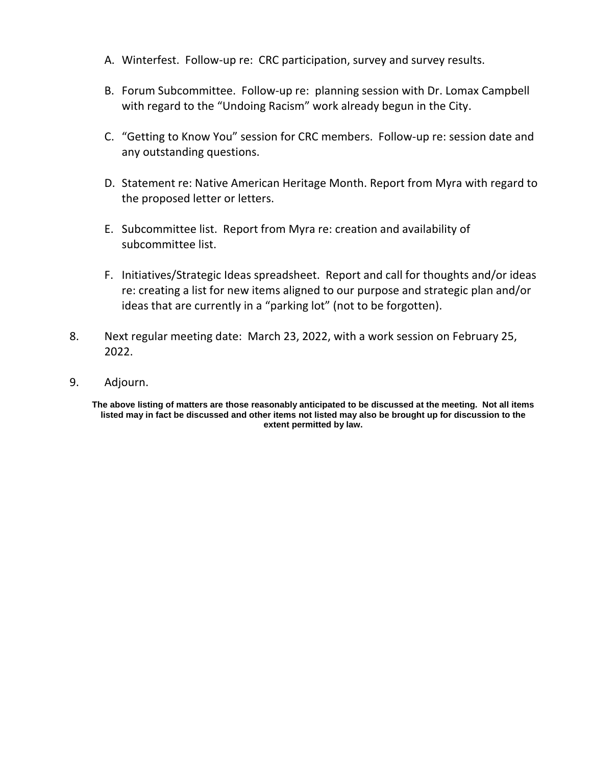A. Winterfest. Follow-up re: CRC participation, survey and survey results.

B. Forum Subcommittee. Follow-up re: planning session with Dr. Lomax Campbell with regard to the "Undoing Racism" work already begun in the City.

C. "Getting to Know You" session for CRC members. Follow-up re: session date and any outstanding questions.

D. Statement re: Native American Heritage Month. Report from Myra with regard to the proposed letter or letters.

E. Subcommittee list. Report from Myra re: creation and availability of subcommittee list.

F. Initiatives/Strategic Ideas spreadsheet. Report and call for thoughts and/or ideas re: creating a list for new items aligned to our purpose and strategic plan and/or ideas that are currently in a "parking lot" (not to be forgotten).

8. Next regular meeting date: March 23, 2022, with a work session on February 25, 2022.

9. Adjourn.

**The above listing of matters are those reasonably anticipated to be discussed at the meeting. Not all items listed may in fact be discussed and other items not listed may also be brought up for discussion to the extent permitted by law.**